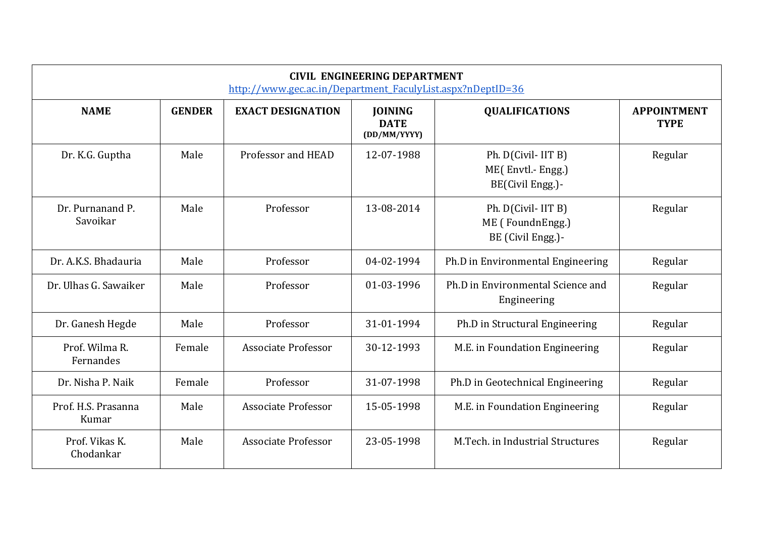| CIVIL ENGINEERING DEPARTMENT http://www.gec.ac.in/Department_FaculyList.aspx?nDeptID=36 | | | | | |
|---|---|---|---|---|---|
| **NAME** | **GENDER** | **EXACT DESIGNATION** | **JOINING DATE (DD/MM/YYYY)** | **QUALIFICATIONS** | **APPOINTMENT TYPE** |
| Dr. K.G. Guptha | Male | Professor and HEAD | 12-07-1988 | Ph. D(Civil- IIT B) ME( Envtl.- Engg.) BE(Civil Engg.)- | Regular |
| Dr. Purnanand P. Savoikar | Male | Professor | 13-08-2014 | Ph. D(Civil- IIT B) ME ( FoundnEngg.) BE (Civil Engg.)- | Regular |
| Dr. A.K.S. Bhadauria | Male | Professor | 04-02-1994 | Ph.D in Environmental Engineering | Regular |
| Dr. Ulhas G. Sawaiker | Male | Professor | 01-03-1996 | Ph.D in Environmental Science and Engineering | Regular |
| Dr. Ganesh Hegde | Male | Professor | 31-01-1994 | Ph.D in Structural Engineering | Regular |
| Prof. Wilma R. Fernandes | Female | Associate Professor | 30-12-1993 | M.E. in Foundation Engineering | Regular |
| Dr. Nisha P. Naik | Female | Professor | 31-07-1998 | Ph.D in Geotechnical Engineering | Regular |
| Prof. H.S. Prasanna Kumar | Male | Associate Professor | 15-05-1998 | M.E. in Foundation Engineering | Regular |
| Prof. Vikas K. Chodankar | Male | Associate Professor | 23-05-1998 | M.Tech. in Industrial Structures | Regular |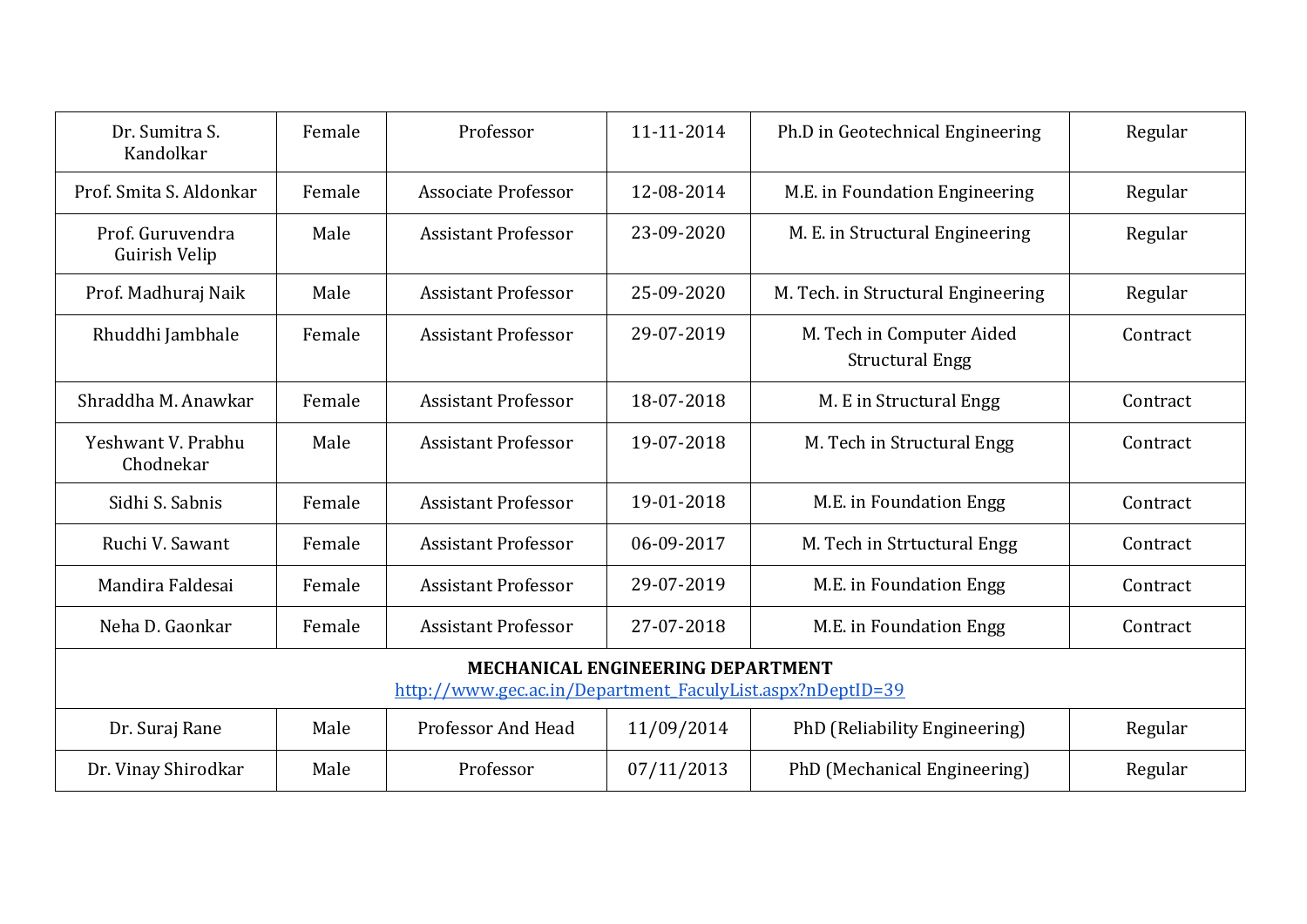| Dr. Sumitra S. Kandolkar | Female | Professor | 11-11-2014 | Ph.D in Geotechnical Engineering | Regular |
|---|---|---|---|---|---|
| Prof. Smita S. Aldonkar | Female | Associate Professor | 12-08-2014 | M.E. in Foundation Engineering | Regular |
| Prof. Guruvendra Guirish Velip | Male | Assistant Professor | 23-09-2020 | M. E. in Structural Engineering | Regular |
| Prof. Madhuraj Naik | Male | Assistant Professor | 25-09-2020 | M. Tech. in Structural Engineering | Regular |
| Rhuddhi Jambhale | Female | Assistant Professor | 29-07-2019 | M. Tech in Computer Aided Structural Engg | Contract |
| Shraddha M. Anawkar | Female | Assistant Professor | 18-07-2018 | M. E in Structural Engg | Contract |
| Yeshwant V. Prabhu Chodnekar | Male | Assistant Professor | 19-07-2018 | M. Tech in Structural Engg | Contract |
| Sidhi S. Sabnis | Female | Assistant Professor | 19-01-2018 | M.E. in Foundation Engg | Contract |
| Ruchi V. Sawant | Female | Assistant Professor | 06-09-2017 | M. Tech in Strtuctural Engg | Contract |
| Mandira Faldesai | Female | Assistant Professor | 29-07-2019 | M.E. in Foundation Engg | Contract |
| Neha D. Gaonkar | Female | Assistant Professor | 27-07-2018 | M.E. in Foundation Engg | Contract |
| **MECHANICAL ENGINEERING DEPARTMENT** http://www.gec.ac.in/Department_FaculyList.aspx?nDeptID=39 | | | | | |
| Dr. Suraj Rane | Male | Professor And Head | 11/09/2014 | PhD (Reliability Engineering) | Regular |
| Dr. Vinay Shirodkar | Male | Professor | 07/11/2013 | PhD (Mechanical Engineering) | Regular |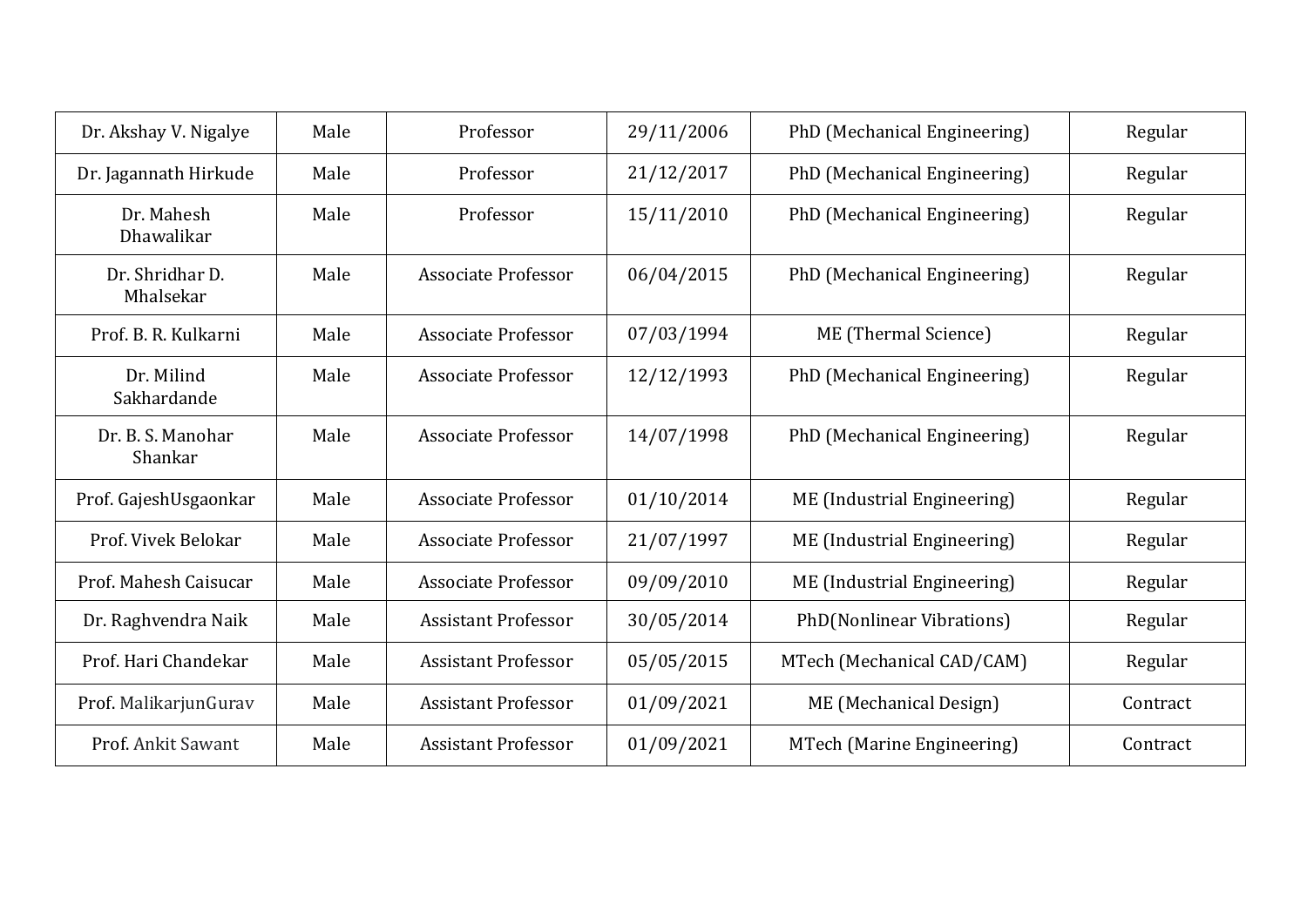| | | | | | |
|---|---|---|---|---|---|
| Dr. Akshay V. Nigalye | Male | Professor | 29/11/2006 | PhD (Mechanical Engineering) | Regular |
| Dr. Jagannath Hirkude | Male | Professor | 21/12/2017 | PhD (Mechanical Engineering) | Regular |
| Dr. Mahesh Dhawalikar | Male | Professor | 15/11/2010 | PhD (Mechanical Engineering) | Regular |
| Dr. Shridhar D. Mhalsekar | Male | Associate Professor | 06/04/2015 | PhD (Mechanical Engineering) | Regular |
| Prof. B. R. Kulkarni | Male | Associate Professor | 07/03/1994 | ME (Thermal Science) | Regular |
| Dr. Milind Sakhardande | Male | Associate Professor | 12/12/1993 | PhD (Mechanical Engineering) | Regular |
| Dr. B. S. Manohar Shankar | Male | Associate Professor | 14/07/1998 | PhD (Mechanical Engineering) | Regular |
| Prof. GajeshUsgaonkar | Male | Associate Professor | 01/10/2014 | ME (Industrial Engineering) | Regular |
| Prof. Vivek Belokar | Male | Associate Professor | 21/07/1997 | ME (Industrial Engineering) | Regular |
| Prof. Mahesh Caisucar | Male | Associate Professor | 09/09/2010 | ME (Industrial Engineering) | Regular |
| Dr. Raghvendra Naik | Male | Assistant Professor | 30/05/2014 | PhD(Nonlinear Vibrations) | Regular |
| Prof. Hari Chandekar | Male | Assistant Professor | 05/05/2015 | MTech (Mechanical CAD/CAM) | Regular |
| Prof. MalikarjunGurav | Male | Assistant Professor | 01/09/2021 | ME (Mechanical Design) | Contract |
| Prof. Ankit Sawant | Male | Assistant Professor | 01/09/2021 | MTech (Marine Engineering) | Contract |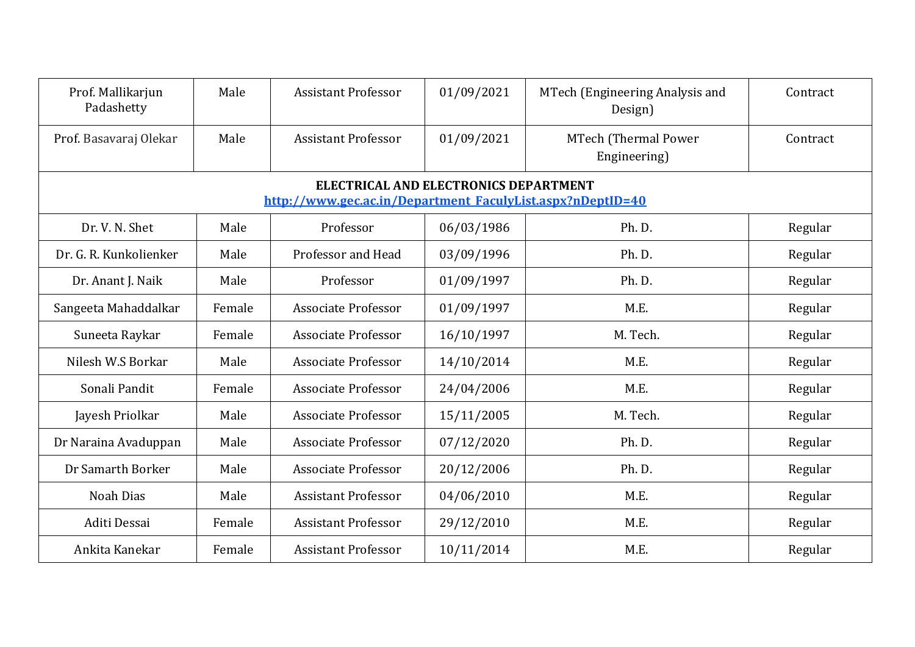| | | | | | |
|---|---|---|---|---|---|
| Prof. Mallikarjun Padashetty | Male | Assistant Professor | 01/09/2021 | MTech (Engineering Analysis and Design) | Contract |
| Prof. Basavaraj Olekar | Male | Assistant Professor | 01/09/2021 | MTech (Thermal Power Engineering) | Contract |
| **ELECTRICAL AND ELECTRONICS DEPARTMENT** [http://www.gec.ac.in/Department_FaculyList.aspx?nDeptID=40](http://www.gec.ac.in/Department_FaculyList.aspx?nDeptID=40) | | | | | |
| Dr. V. N. Shet | Male | Professor | 06/03/1986 | Ph. D. | Regular |
| Dr. G. R. Kunkolienker | Male | Professor and Head | 03/09/1996 | Ph. D. | Regular |
| Dr. Anant J. Naik | Male | Professor | 01/09/1997 | Ph. D. | Regular |
| Sangeeta Mahaddalkar | Female | Associate Professor | 01/09/1997 | M.E. | Regular |
| Suneeta Raykar | Female | Associate Professor | 16/10/1997 | M. Tech. | Regular |
| Nilesh W.S Borkar | Male | Associate Professor | 14/10/2014 | M.E. | Regular |
| Sonali Pandit | Female | Associate Professor | 24/04/2006 | M.E. | Regular |
| Jayesh Priolkar | Male | Associate Professor | 15/11/2005 | M. Tech. | Regular |
| Dr Naraina Avaduppan | Male | Associate Professor | 07/12/2020 | Ph. D. | Regular |
| Dr Samarth Borker | Male | Associate Professor | 20/12/2006 | Ph. D. | Regular |
| Noah Dias | Male | Assistant Professor | 04/06/2010 | M.E. | Regular |
| Aditi Dessai | Female | Assistant Professor | 29/12/2010 | M.E. | Regular |
| Ankita Kanekar | Female | Assistant Professor | 10/11/2014 | M.E. | Regular |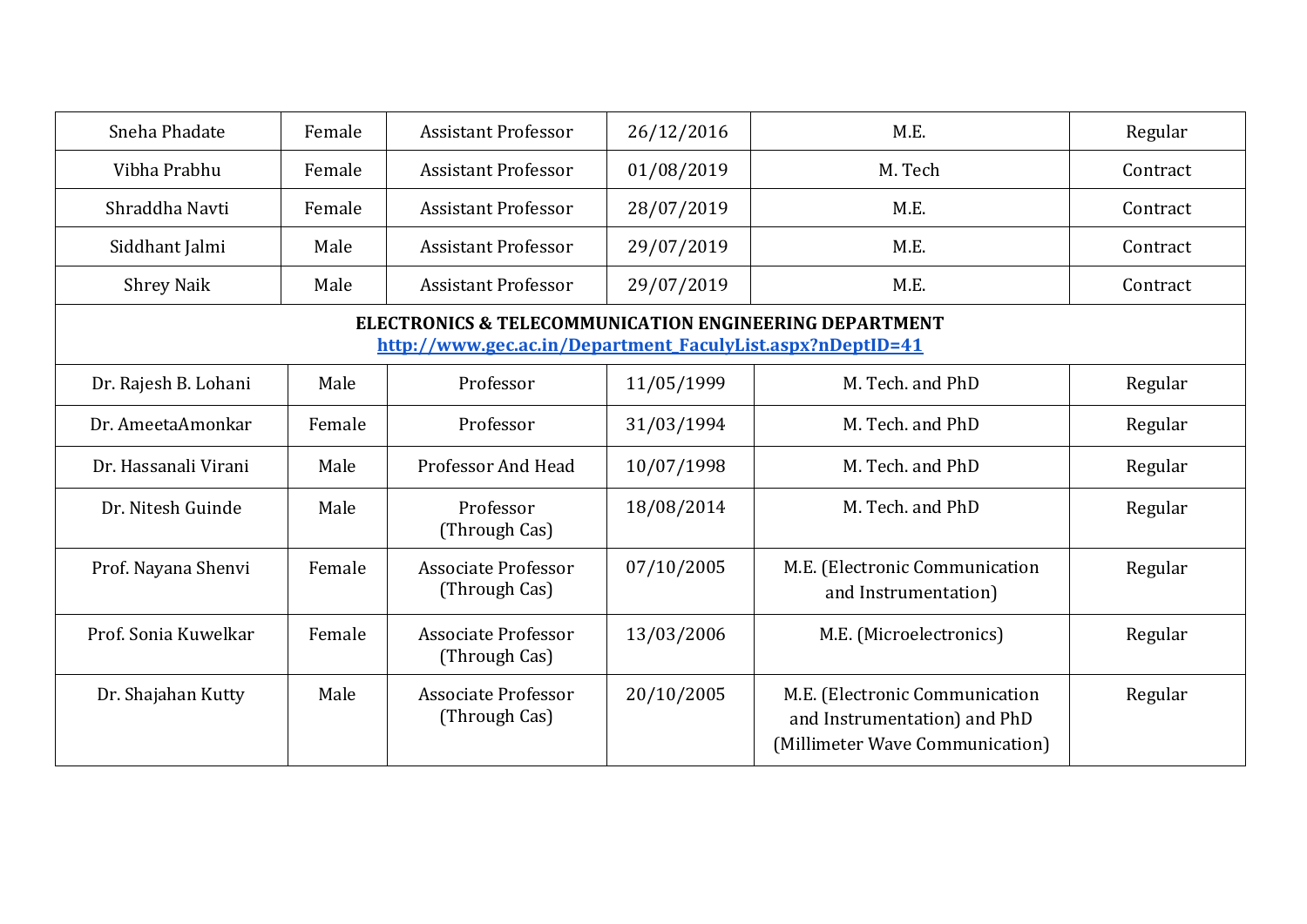| | | | | | |
|---|---|---|---|---|---|
| Sneha Phadate | Female | Assistant Professor | 26/12/2016 | M.E. | Regular |
| Vibha Prabhu | Female | Assistant Professor | 01/08/2019 | M. Tech | Contract |
| Shraddha Navti | Female | Assistant Professor | 28/07/2019 | M.E. | Contract |
| Siddhant Jalmi | Male | Assistant Professor | 29/07/2019 | M.E. | Contract |
| Shrey Naik | Male | Assistant Professor | 29/07/2019 | M.E. | Contract |
| **ELECTRONICS & TELECOMMUNICATION ENGINEERING DEPARTMENT** [http://www.gec.ac.in/Department_FaculyList.aspx?nDeptID=41](http://www.gec.ac.in/Department_FaculyList.aspx?nDeptID=41) | | | | | |
| Dr. Rajesh B. Lohani | Male | Professor | 11/05/1999 | M. Tech. and PhD | Regular |
| Dr. AmeetaAmonkar | Female | Professor | 31/03/1994 | M. Tech. and PhD | Regular |
| Dr. Hassanali Virani | Male | Professor And Head | 10/07/1998 | M. Tech. and PhD | Regular |
| Dr. Nitesh Guinde | Male | Professor (Through Cas) | 18/08/2014 | M. Tech. and PhD | Regular |
| Prof. Nayana Shenvi | Female | Associate Professor (Through Cas) | 07/10/2005 | M.E. (Electronic Communication and Instrumentation) | Regular |
| Prof. Sonia Kuwelkar | Female | Associate Professor (Through Cas) | 13/03/2006 | M.E. (Microelectronics) | Regular |
| Dr. Shajahan Kutty | Male | Associate Professor (Through Cas) | 20/10/2005 | M.E. (Electronic Communication and Instrumentation) and PhD (Millimeter Wave Communication) | Regular |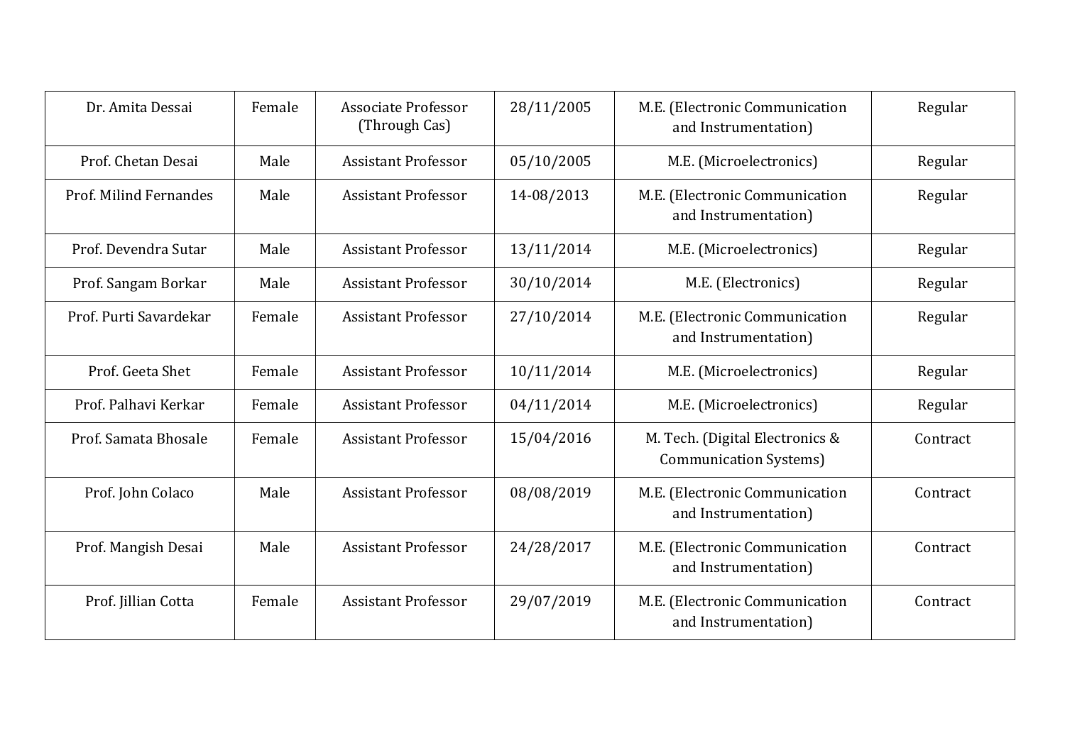| | | | | | |
|---|---|---|---|---|---|
| Dr. Amita Dessai | Female | Associate Professor (Through Cas) | 28/11/2005 | M.E. (Electronic Communication and Instrumentation) | Regular |
| Prof. Chetan Desai | Male | Assistant Professor | 05/10/2005 | M.E. (Microelectronics) | Regular |
| Prof. Milind Fernandes | Male | Assistant Professor | 14-08/2013 | M.E. (Electronic Communication and Instrumentation) | Regular |
| Prof. Devendra Sutar | Male | Assistant Professor | 13/11/2014 | M.E. (Microelectronics) | Regular |
| Prof. Sangam Borkar | Male | Assistant Professor | 30/10/2014 | M.E. (Electronics) | Regular |
| Prof. Purti Savardekar | Female | Assistant Professor | 27/10/2014 | M.E. (Electronic Communication and Instrumentation) | Regular |
| Prof. Geeta Shet | Female | Assistant Professor | 10/11/2014 | M.E. (Microelectronics) | Regular |
| Prof. Palhavi Kerkar | Female | Assistant Professor | 04/11/2014 | M.E. (Microelectronics) | Regular |
| Prof. Samata Bhosale | Female | Assistant Professor | 15/04/2016 | M. Tech. (Digital Electronics & Communication Systems) | Contract |
| Prof. John Colaco | Male | Assistant Professor | 08/08/2019 | M.E. (Electronic Communication and Instrumentation) | Contract |
| Prof. Mangish Desai | Male | Assistant Professor | 24/28/2017 | M.E. (Electronic Communication and Instrumentation) | Contract |
| Prof. Jillian Cotta | Female | Assistant Professor | 29/07/2019 | M.E. (Electronic Communication and Instrumentation) | Contract |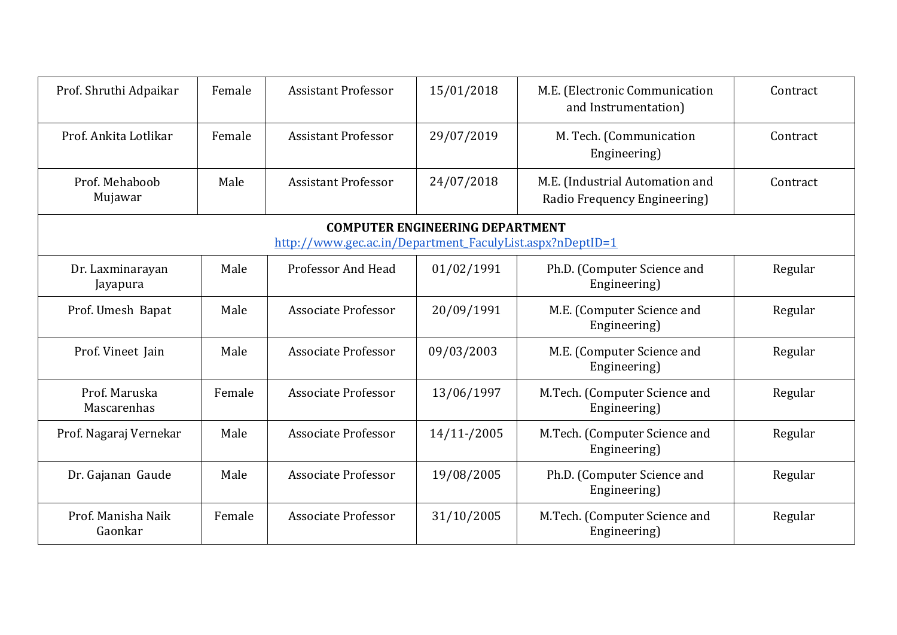| | | | | | |
|---|---|---|---|---|---|
| Prof. Shruthi Adpaikar | Female | Assistant Professor | 15/01/2018 | M.E. (Electronic Communication and Instrumentation) | Contract |
| Prof. Ankita Lotlikar | Female | Assistant Professor | 29/07/2019 | M. Tech. (Communication Engineering) | Contract |
| Prof. Mehaboob Mujawar | Male | Assistant Professor | 24/07/2018 | M.E. (Industrial Automation and Radio Frequency Engineering) | Contract |
| **COMPUTER ENGINEERING DEPARTMENT** [http://www.gec.ac.in/Department_FaculyList.aspx?nDeptID=1](http://www.gec.ac.in/Department_FaculyList.aspx?nDeptID=1) | | | | | |
| Dr. Laxminarayan Jayapura | Male | Professor And Head | 01/02/1991 | Ph.D. (Computer Science and Engineering) | Regular |
| Prof. Umesh Bapat | Male | Associate Professor | 20/09/1991 | M.E. (Computer Science and Engineering) | Regular |
| Prof. Vineet Jain | Male | Associate Professor | 09/03/2003 | M.E. (Computer Science and Engineering) | Regular |
| Prof. Maruska Mascarenhas | Female | Associate Professor | 13/06/1997 | M.Tech. (Computer Science and Engineering) | Regular |
| Prof. Nagaraj Vernekar | Male | Associate Professor | 14/11-/2005 | M.Tech. (Computer Science and Engineering) | Regular |
| Dr. Gajanan Gaude | Male | Associate Professor | 19/08/2005 | Ph.D. (Computer Science and Engineering) | Regular |
| Prof. Manisha Naik Gaonkar | Female | Associate Professor | 31/10/2005 | M.Tech. (Computer Science and Engineering) | Regular |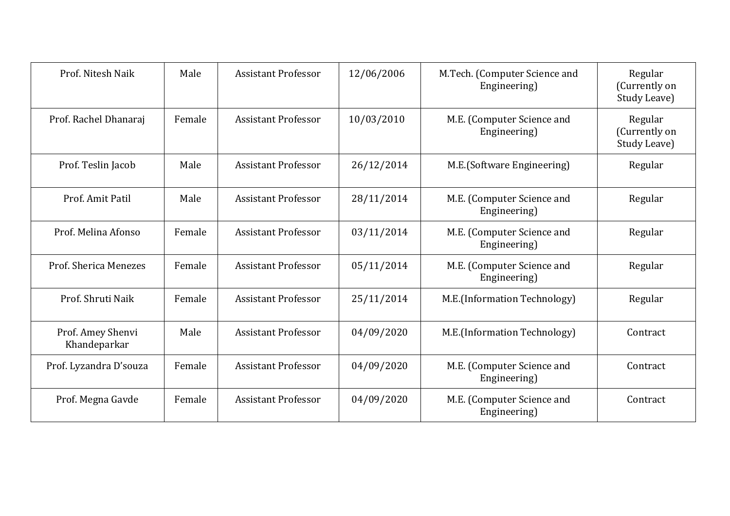| | | | | | |
|---|---|---|---|---|---|
| Prof. Nitesh Naik | Male | Assistant Professor | 12/06/2006 | M.Tech. (Computer Science and Engineering) | Regular (Currently on Study Leave) |
| Prof. Rachel Dhanaraj | Female | Assistant Professor | 10/03/2010 | M.E. (Computer Science and Engineering) | Regular (Currently on Study Leave) |
| Prof. Teslin Jacob | Male | Assistant Professor | 26/12/2014 | M.E.(Software Engineering) | Regular |
| Prof. Amit Patil | Male | Assistant Professor | 28/11/2014 | M.E. (Computer Science and Engineering) | Regular |
| Prof. Melina Afonso | Female | Assistant Professor | 03/11/2014 | M.E. (Computer Science and Engineering) | Regular |
| Prof. Sherica Menezes | Female | Assistant Professor | 05/11/2014 | M.E. (Computer Science and Engineering) | Regular |
| Prof. Shruti Naik | Female | Assistant Professor | 25/11/2014 | M.E.(Information Technology) | Regular |
| Prof. Amey Shenvi Khandeparkar | Male | Assistant Professor | 04/09/2020 | M.E.(Information Technology) | Contract |
| Prof. Lyzandra D'souza | Female | Assistant Professor | 04/09/2020 | M.E. (Computer Science and Engineering) | Contract |
| Prof. Megna Gavde | Female | Assistant Professor | 04/09/2020 | M.E. (Computer Science and Engineering) | Contract |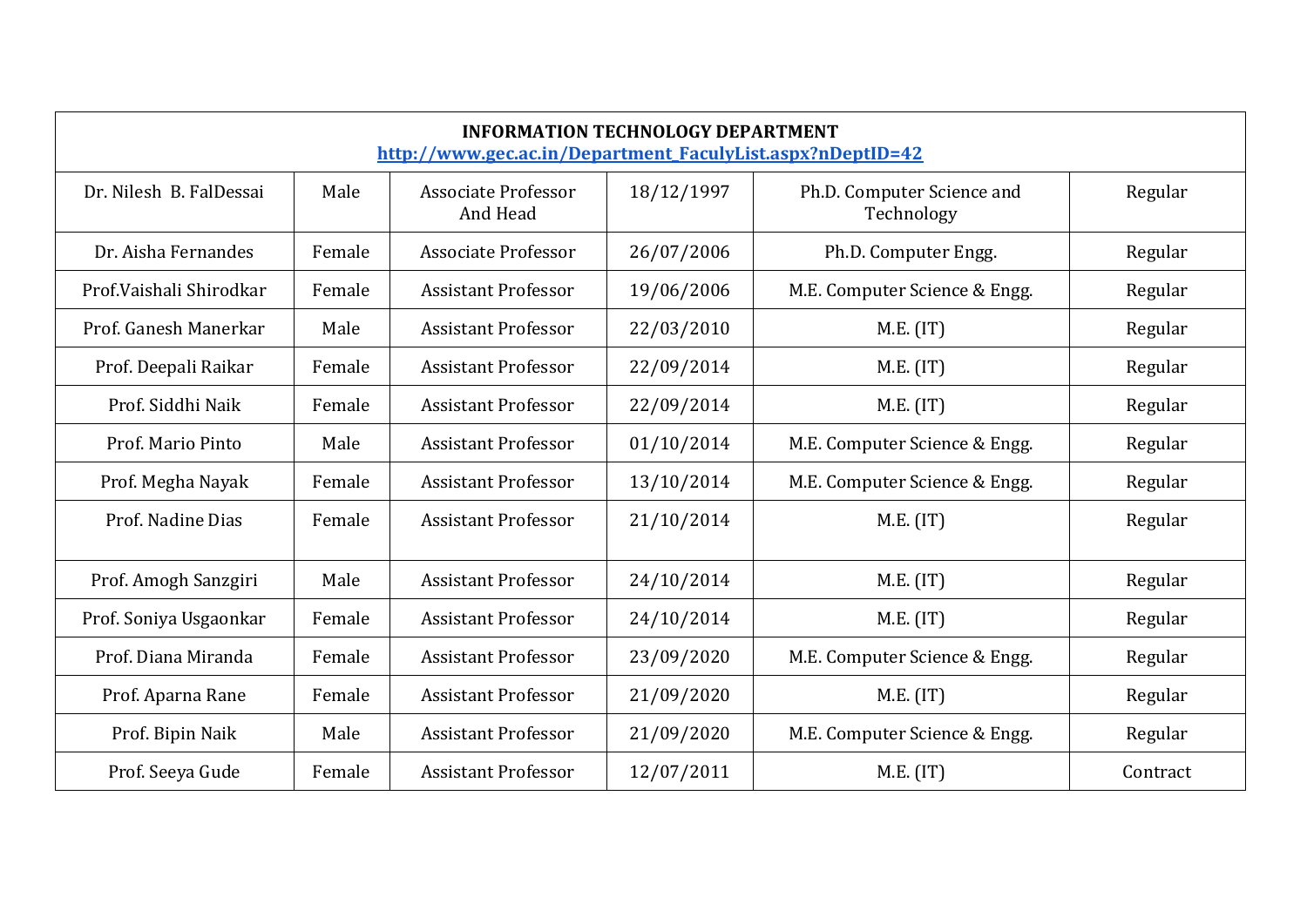| **INFORMATION TECHNOLOGY DEPARTMENT** [http://www.gec.ac.in/Department_FaculyList.aspx?nDeptID=42](http://www.gec.ac.in/Department_FaculyList.aspx?nDeptID=42) | | | | | |
|---|---|---|---|---|---|
| Dr. Nilesh B. FalDessai | Male | Associate Professor And Head | 18/12/1997 | Ph.D. Computer Science and Technology | Regular |
| Dr. Aisha Fernandes | Female | Associate Professor | 26/07/2006 | Ph.D. Computer Engg. | Regular |
| Prof.Vaishali Shirodkar | Female | Assistant Professor | 19/06/2006 | M.E. Computer Science & Engg. | Regular |
| Prof. Ganesh Manerkar | Male | Assistant Professor | 22/03/2010 | M.E. (IT) | Regular |
| Prof. Deepali Raikar | Female | Assistant Professor | 22/09/2014 | M.E. (IT) | Regular |
| Prof. Siddhi Naik | Female | Assistant Professor | 22/09/2014 | M.E. (IT) | Regular |
| Prof. Mario Pinto | Male | Assistant Professor | 01/10/2014 | M.E. Computer Science & Engg. | Regular |
| Prof. Megha Nayak | Female | Assistant Professor | 13/10/2014 | M.E. Computer Science & Engg. | Regular |
| Prof. Nadine Dias | Female | Assistant Professor | 21/10/2014 | M.E. (IT) | Regular |
| Prof. Amogh Sanzgiri | Male | Assistant Professor | 24/10/2014 | M.E. (IT) | Regular |
| Prof. Soniya Usgaonkar | Female | Assistant Professor | 24/10/2014 | M.E. (IT) | Regular |
| Prof. Diana Miranda | Female | Assistant Professor | 23/09/2020 | M.E. Computer Science & Engg. | Regular |
| Prof. Aparna Rane | Female | Assistant Professor | 21/09/2020 | M.E. (IT) | Regular |
| Prof. Bipin Naik | Male | Assistant Professor | 21/09/2020 | M.E. Computer Science & Engg. | Regular |
| Prof. Seeya Gude | Female | Assistant Professor | 12/07/2011 | M.E. (IT) | Contract |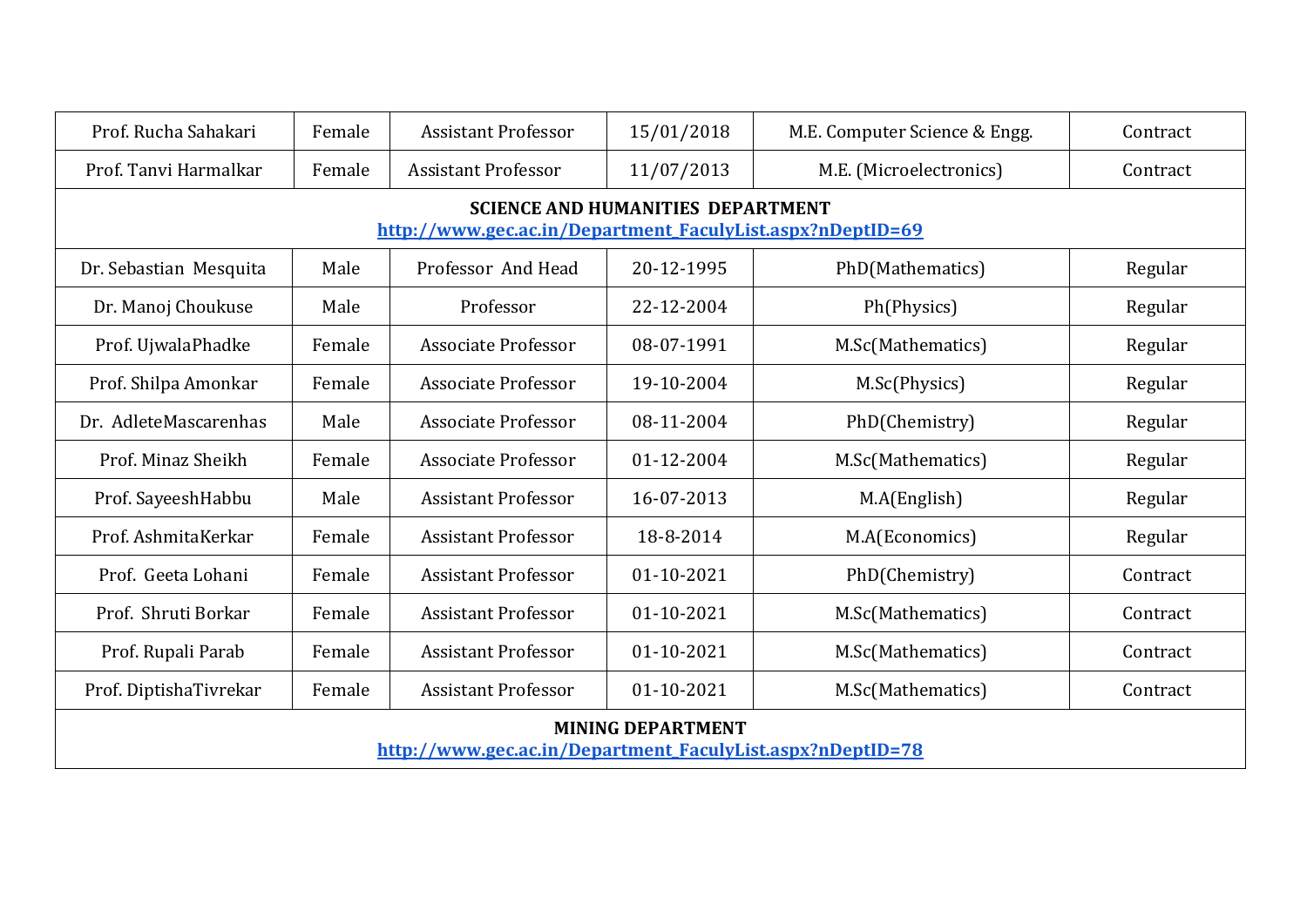| | | | | | |
|---|---|---|---|---|---|
| Prof. Rucha Sahakari | Female | Assistant Professor | 15/01/2018 | M.E. Computer Science & Engg. | Contract |
| Prof. Tanvi Harmalkar | Female | Assistant Professor | 11/07/2013 | M.E. (Microelectronics) | Contract |
| **SCIENCE AND HUMANITIES DEPARTMENT** http://www.gec.ac.in/Department_FaculyList.aspx?nDeptID=69 | | | | | |
| Dr. Sebastian Mesquita | Male | Professor And Head | 20-12-1995 | PhD(Mathematics) | Regular |
| Dr. Manoj Choukuse | Male | Professor | 22-12-2004 | Ph(Physics) | Regular |
| Prof. UjwalaPhadke | Female | Associate Professor | 08-07-1991 | M.Sc(Mathematics) | Regular |
| Prof. Shilpa Amonkar | Female | Associate Professor | 19-10-2004 | M.Sc(Physics) | Regular |
| Dr. AdleteMascarenhas | Male | Associate Professor | 08-11-2004 | PhD(Chemistry) | Regular |
| Prof. Minaz Sheikh | Female | Associate Professor | 01-12-2004 | M.Sc(Mathematics) | Regular |
| Prof. SayeeshHabbu | Male | Assistant Professor | 16-07-2013 | M.A(English) | Regular |
| Prof. AshmitaKerkar | Female | Assistant Professor | 18-8-2014 | M.A(Economics) | Regular |
| Prof. Geeta Lohani | Female | Assistant Professor | 01-10-2021 | PhD(Chemistry) | Contract |
| Prof. Shruti Borkar | Female | Assistant Professor | 01-10-2021 | M.Sc(Mathematics) | Contract |
| Prof. Rupali Parab | Female | Assistant Professor | 01-10-2021 | M.Sc(Mathematics) | Contract |
| Prof. DiptishaTivrekar | Female | Assistant Professor | 01-10-2021 | M.Sc(Mathematics) | Contract |
| **MINING DEPARTMENT** http://www.gec.ac.in/Department_FaculyList.aspx?nDeptID=78 | | | | | |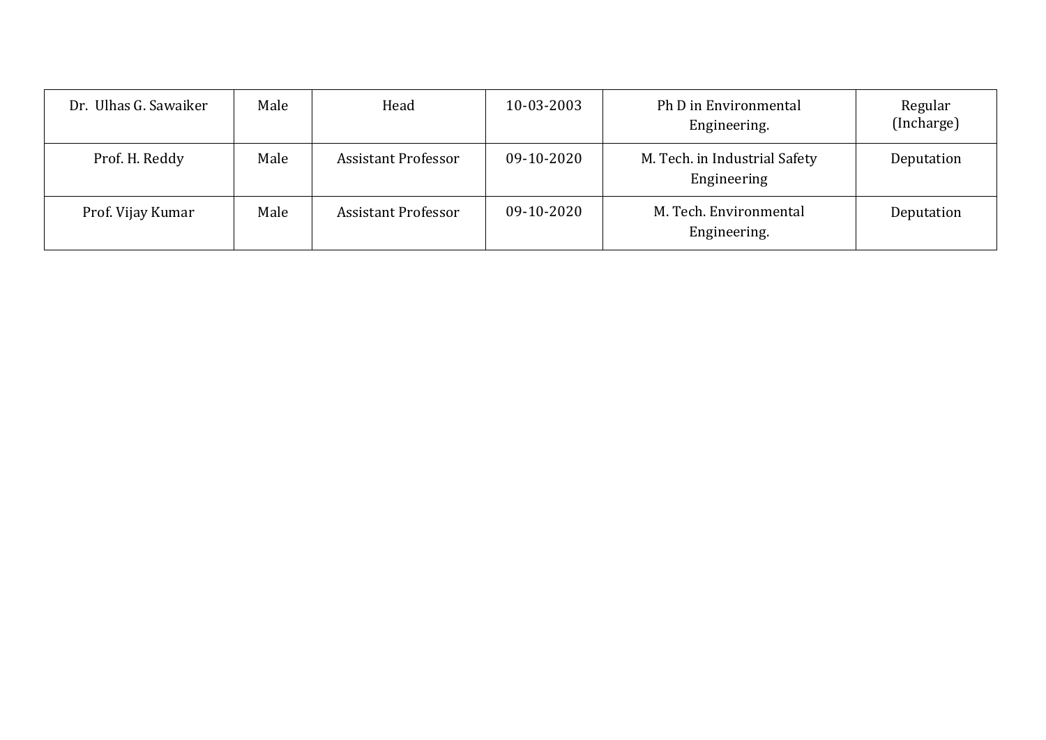| | | | | | |
|---|---|---|---|---|---|
| Dr. Ulhas G. Sawaiker | Male | Head | 10-03-2003 | Ph D in Environmental Engineering. | Regular (Incharge) |
| Prof. H. Reddy | Male | Assistant Professor | 09-10-2020 | M. Tech. in Industrial Safety Engineering | Deputation |
| Prof. Vijay Kumar | Male | Assistant Professor | 09-10-2020 | M. Tech. Environmental Engineering. | Deputation |